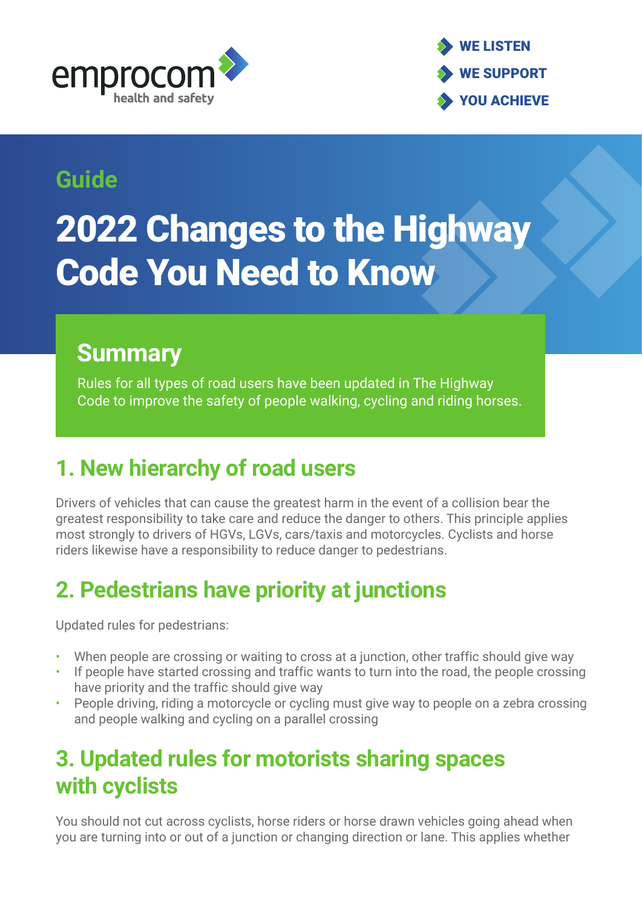emprocom health and safety

WE LISTEN
WE SUPPORT
YOU ACHIEVE

Guide

# 2022 Changes to the Highway Code You Need to Know

## Summary

Rules for all types of road users have been updated in The Highway Code to improve the safety of people walking, cycling and riding horses.

## 1. New hierarchy of road users

Drivers of vehicles that can cause the greatest harm in the event of a collision bear the greatest responsibility to take care and reduce the danger to others. This principle applies most strongly to drivers of HGVs, LGVs, cars/taxis and motorcycles. Cyclists and horse riders likewise have a responsibility to reduce danger to pedestrians.

## 2. Pedestrians have priority at junctions

Updated rules for pedestrians:

- When people are crossing or waiting to cross at a junction, other traffic should give way
- If people have started crossing and traffic wants to turn into the road, the people crossing have priority and the traffic should give way
- People driving, riding a motorcycle or cycling must give way to people on a zebra crossing and people walking and cycling on a parallel crossing

## 3. Updated rules for motorists sharing spaces with cyclists

You should not cut across cyclists, horse riders or horse drawn vehicles going ahead when you are turning into or out of a junction or changing direction or lane. This applies whether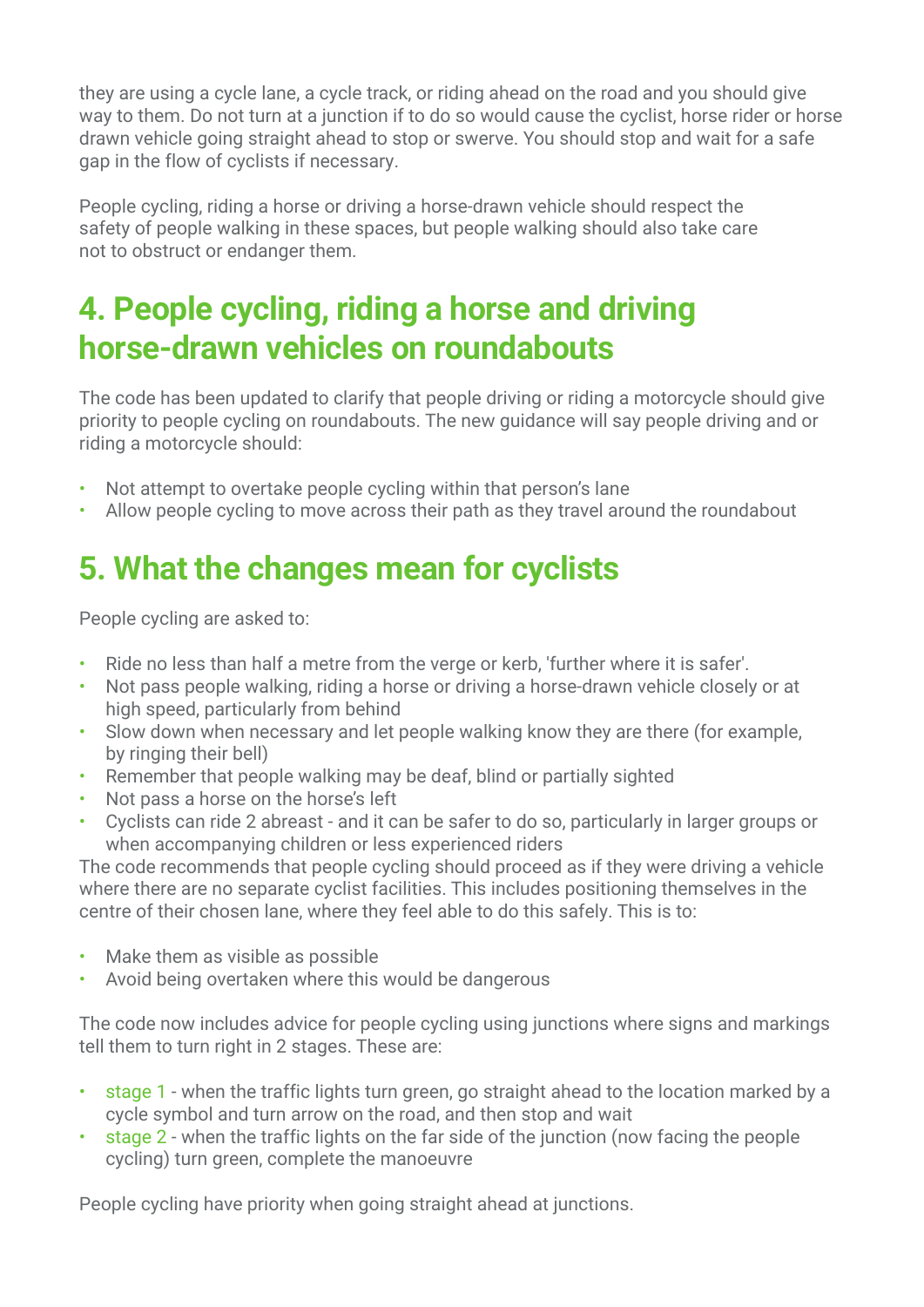they are using a cycle lane, a cycle track, or riding ahead on the road and you should give way to them. Do not turn at a junction if to do so would cause the cyclist, horse rider or horse drawn vehicle going straight ahead to stop or swerve. You should stop and wait for a safe gap in the flow of cyclists if necessary.

People cycling, riding a horse or driving a horse-drawn vehicle should respect the safety of people walking in these spaces, but people walking should also take care not to obstruct or endanger them.

## 4. People cycling, riding a horse and driving horse-drawn vehicles on roundabouts

The code has been updated to clarify that people driving or riding a motorcycle should give priority to people cycling on roundabouts. The new guidance will say people driving and or riding a motorcycle should:

- Not attempt to overtake people cycling within that person's lane
- Allow people cycling to move across their path as they travel around the roundabout

## 5. What the changes mean for cyclists

People cycling are asked to:

- Ride no less than half a metre from the verge or kerb, 'further where it is safer'.
- Not pass people walking, riding a horse or driving a horse-drawn vehicle closely or at high speed, particularly from behind
- Slow down when necessary and let people walking know they are there (for example, by ringing their bell)
- Remember that people walking may be deaf, blind or partially sighted
- Not pass a horse on the horse's left
- Cyclists can ride 2 abreast - and it can be safer to do so, particularly in larger groups or when accompanying children or less experienced riders

The code recommends that people cycling should proceed as if they were driving a vehicle where there are no separate cyclist facilities. This includes positioning themselves in the centre of their chosen lane, where they feel able to do this safely. This is to:

- Make them as visible as possible
- Avoid being overtaken where this would be dangerous

The code now includes advice for people cycling using junctions where signs and markings tell them to turn right in 2 stages. These are:

- stage 1 - when the traffic lights turn green, go straight ahead to the location marked by a cycle symbol and turn arrow on the road, and then stop and wait
- stage 2 - when the traffic lights on the far side of the junction (now facing the people cycling) turn green, complete the manoeuvre

People cycling have priority when going straight ahead at junctions.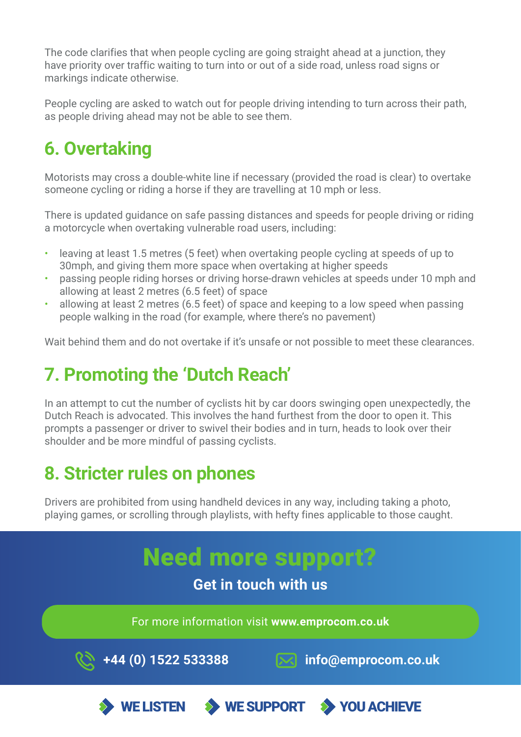The code clarifies that when people cycling are going straight ahead at a junction, they have priority over traffic waiting to turn into or out of a side road, unless road signs or markings indicate otherwise.

People cycling are asked to watch out for people driving intending to turn across their path, as people driving ahead may not be able to see them.

## 6. Overtaking

Motorists may cross a double-white line if necessary (provided the road is clear) to overtake someone cycling or riding a horse if they are travelling at 10 mph or less.

There is updated guidance on safe passing distances and speeds for people driving or riding a motorcycle when overtaking vulnerable road users, including:

- leaving at least 1.5 metres (5 feet) when overtaking people cycling at speeds of up to 30mph, and giving them more space when overtaking at higher speeds
- passing people riding horses or driving horse-drawn vehicles at speeds under 10 mph and allowing at least 2 metres (6.5 feet) of space
- allowing at least 2 metres (6.5 feet) of space and keeping to a low speed when passing people walking in the road (for example, where there's no pavement)

Wait behind them and do not overtake if it's unsafe or not possible to meet these clearances.

## 7. Promoting the 'Dutch Reach'

In an attempt to cut the number of cyclists hit by car doors swinging open unexpectedly, the Dutch Reach is advocated. This involves the hand furthest from the door to open it. This prompts a passenger or driver to swivel their bodies and in turn, heads to look over their shoulder and be more mindful of passing cyclists.

## 8. Stricter rules on phones

Drivers are prohibited from using handheld devices in any way, including taking a photo, playing games, or scrolling through playlists, with hefty fines applicable to those caught.

## Need more support?

**Get in touch with us**

For more information visit **www.emprocom.co.uk**

**+44 (0) 1522 533388**

**info@emprocom.co.uk**

**WE LISTEN** **WE SUPPORT** **YOU ACHIEVE**